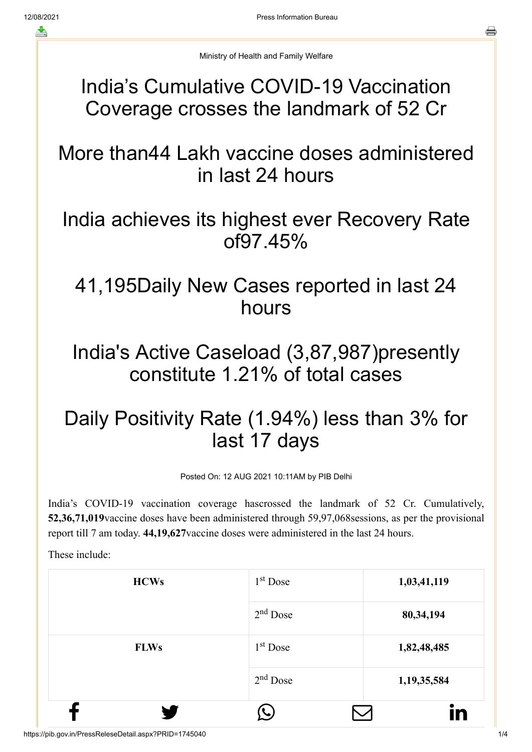Ministry of Health and Family Welfare

# India's Cumulative COVID-19 Vaccination Coverage crosses the landmark of 52 Cr

# More than44 Lakh vaccine doses administered in last 24 hours

# India achieves its highest ever Recovery Rate of97.45%

# 41,195Daily New Cases reported in last 24 hours

# India's Active Caseload (3,87,987)presently constitute 1.21% of total cases

# Daily Positivity Rate (1.94%) less than 3% for last 17 days

Posted On: 12 AUG 2021 10:11AM by PIB Delhi

India's COVID-19 vaccination coverage hascrossed the landmark of 52 Cr. Cumulatively, **52,36,71,019**vaccine doses have been administered through 59,97,068sessions, as per the provisional report till 7 am today. **44,19,627**vaccine doses were administered in the last 24 hours.

These include:

| | | |
|---|---|---|
| **HCWs** | 1st Dose | **1,03,41,119** |
| | 2nd Dose | **80,34,194** |
| **FLWs** | 1st Dose | **1,82,48,485** |
| | 2nd Dose | **1,19,35,584** |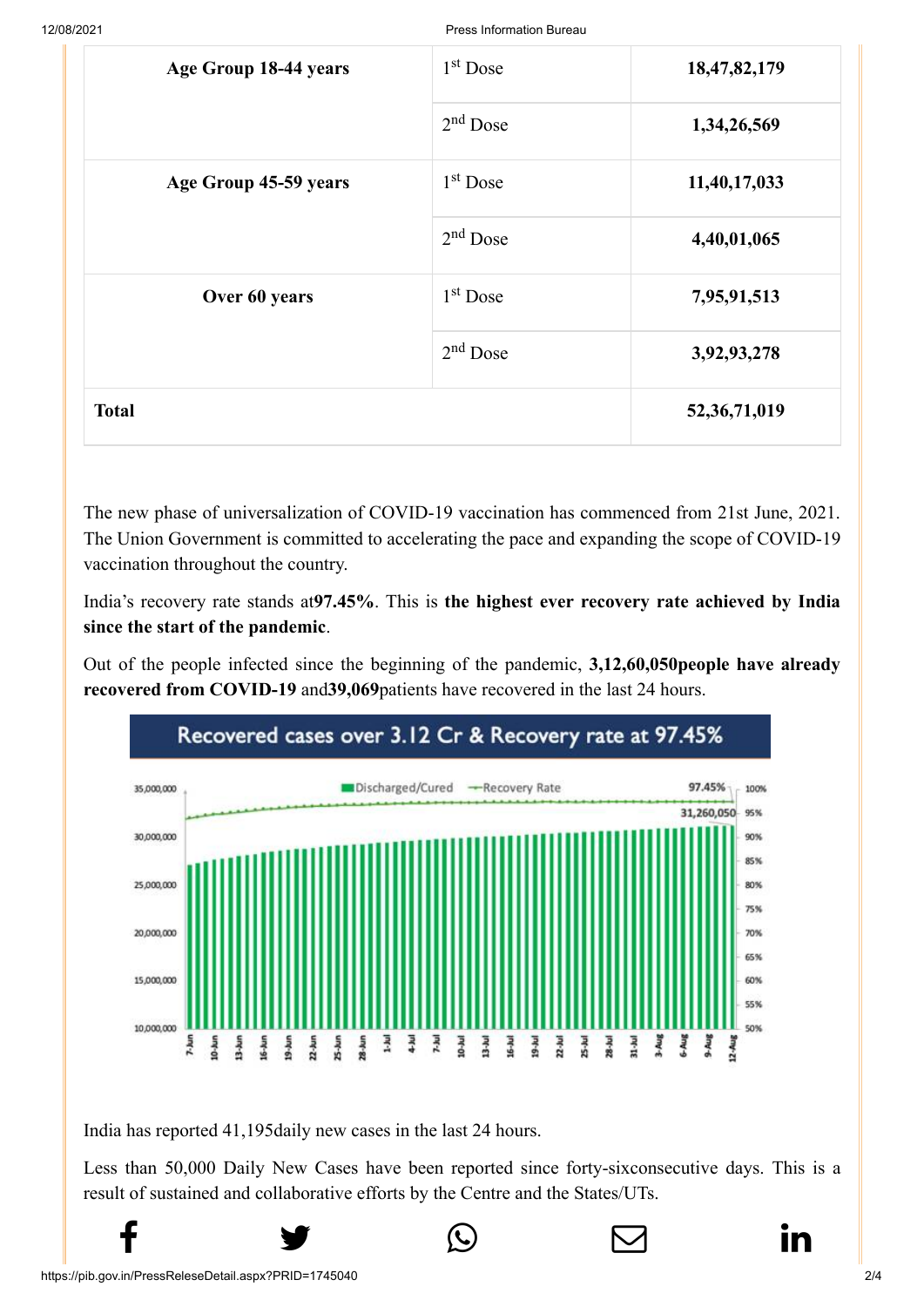| | | |
|---|---|---|
| **Age Group 18-44 years** | 1st Dose | **18,47,82,179** |
| | 2nd Dose | **1,34,26,569** |
| **Age Group 45-59 years** | 1st Dose | **11,40,17,033** |
| | 2nd Dose | **4,40,01,065** |
| **Over 60 years** | 1st Dose | **7,95,91,513** |
| | 2nd Dose | **3,92,93,278** |
| **Total** | | **52,36,71,019** |

The new phase of universalization of COVID-19 vaccination has commenced from 21st June, 2021. The Union Government is committed to accelerating the pace and expanding the scope of COVID-19 vaccination throughout the country.

India's recovery rate stands at**97.45%**. This is **the highest ever recovery rate achieved by India since the start of the pandemic**.

Out of the people infected since the beginning of the pandemic, **3,12,60,050people have already recovered from COVID-19** and**39,069**patients have recovered in the last 24 hours.

Recovered cases over 3.12 Cr & Recovery rate at 97.45%

Discharged/Cured
Recovery Rate
97.45%
31,260,050

India has reported 41,195daily new cases in the last 24 hours.

Less than 50,000 Daily New Cases have been reported since forty-sixconsecutive days. This is a result of sustained and collaborative efforts by the Centre and the States/UTs.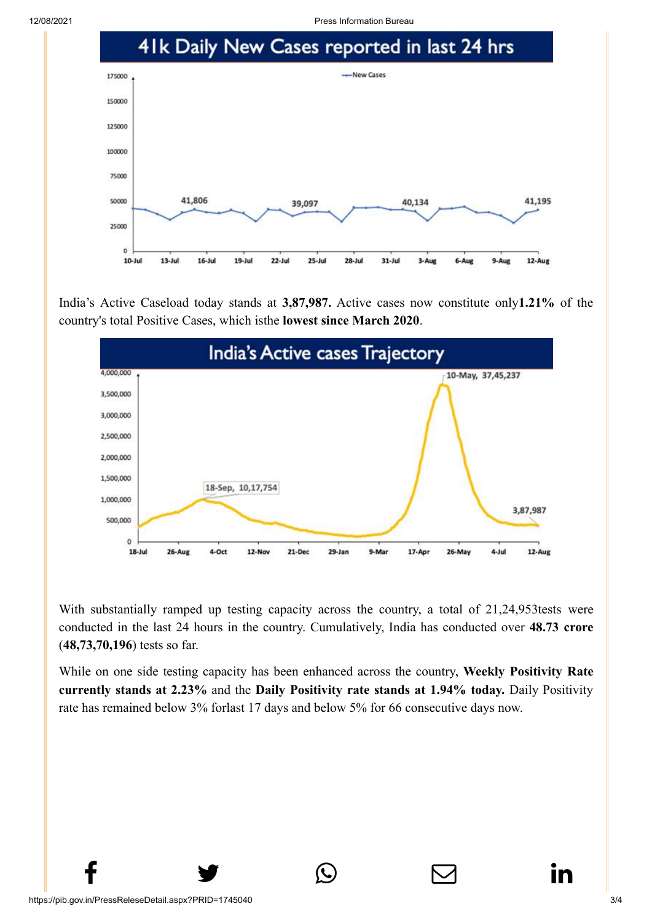## 41k Daily New Cases reported in last 24 hrs

New Cases

175000
150000
125000
100000
75000
50000
25000
0

41,806
39,097
40,134
41,195

10-Jul 13-Jul 16-Jul 19-Jul 22-Jul 25-Jul 28-Jul 31-Jul 3-Aug 6-Aug 9-Aug 12-Aug

India's Active Caseload today stands at **3,87,987.** Active cases now constitute only**1.21%** of the country's total Positive Cases, which isthe **lowest since March 2020**.

## India's Active cases Trajectory

4,000,000
3,500,000
3,000,000
2,500,000
2,000,000
1,500,000
1,000,000
500,000
0

18-Sep, 10,17,754
10-May, 37,45,237
3,87,987

18-Jul 26-Aug 4-Oct 12-Nov 21-Dec 29-Jan 9-Mar 17-Apr 26-May 4-Jul 12-Aug

With substantially ramped up testing capacity across the country, a total of 21,24,953tests were conducted in the last 24 hours in the country. Cumulatively, India has conducted over **48.73 crore** (**48,73,70,196**) tests so far.

While on one side testing capacity has been enhanced across the country, **Weekly Positivity Rate currently stands at 2.23%** and the **Daily Positivity rate stands at 1.94% today.** Daily Positivity rate has remained below 3% forlast 17 days and below 5% for 66 consecutive days now.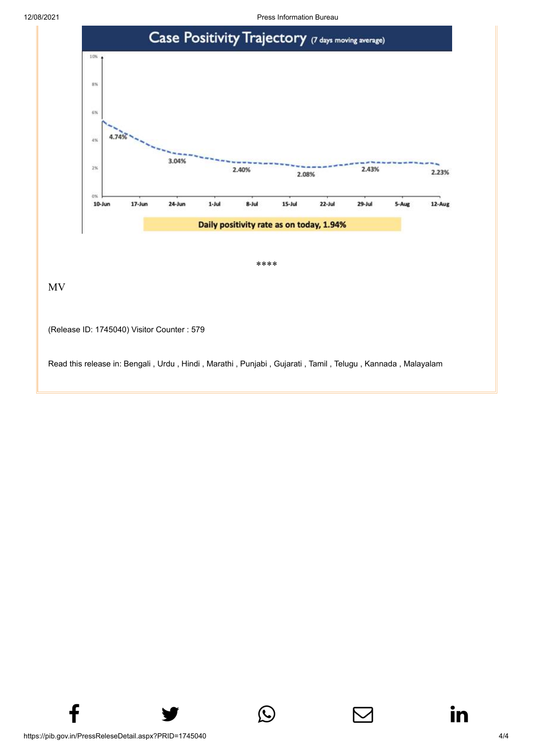Case Positivity Trajectory (7 days moving average)

10%
8%
6%
4%
2%
0%

4.74%
3.04%
2.40%
2.08%
2.43%
2.23%

10-Jun 17-Jun 24-Jun 1-Jul 8-Jul 15-Jul 22-Jul 29-Jul 5-Aug 12-Aug

Daily positivity rate as on today, 1.94%

\*\*\*\*

MV

(Release ID: 1745040) Visitor Counter : 579

Read this release in: Bengali , Urdu , Hindi , Marathi , Punjabi , Gujarati , Tamil , Telugu , Kannada , Malayalam